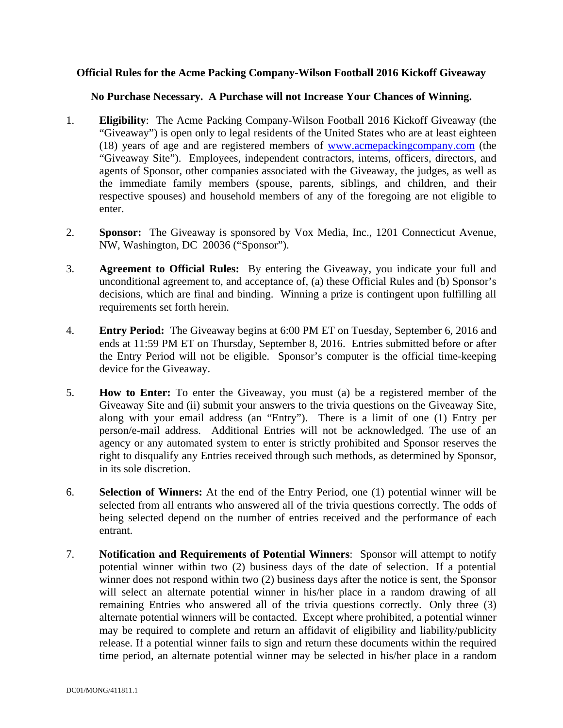**Official Rules for the Acme Packing Company-Wilson Football 2016 Kickoff Giveaway**

**No Purchase Necessary. A Purchase will not Increase Your Chances of Winning.**

1. **Eligibility**: The Acme Packing Company-Wilson Football 2016 Kickoff Giveaway (the "Giveaway") is open only to legal residents of the United States who are at least eighteen (18) years of age and are registered members of www.acmepackingcompany.com (the "Giveaway Site"). Employees, independent contractors, interns, officers, directors, and agents of Sponsor, other companies associated with the Giveaway, the judges, as well as the immediate family members (spouse, parents, siblings, and children, and their respective spouses) and household members of any of the foregoing are not eligible to enter.

2. **Sponsor:** The Giveaway is sponsored by Vox Media, Inc., 1201 Connecticut Avenue, NW, Washington, DC 20036 ("Sponsor").

3. **Agreement to Official Rules:** By entering the Giveaway, you indicate your full and unconditional agreement to, and acceptance of, (a) these Official Rules and (b) Sponsor's decisions, which are final and binding. Winning a prize is contingent upon fulfilling all requirements set forth herein.

4. **Entry Period:** The Giveaway begins at 6:00 PM ET on Tuesday, September 6, 2016 and ends at 11:59 PM ET on Thursday, September 8, 2016. Entries submitted before or after the Entry Period will not be eligible. Sponsor's computer is the official time-keeping device for the Giveaway.

5. **How to Enter:** To enter the Giveaway, you must (a) be a registered member of the Giveaway Site and (ii) submit your answers to the trivia questions on the Giveaway Site, along with your email address (an "Entry"). There is a limit of one (1) Entry per person/e-mail address. Additional Entries will not be acknowledged. The use of an agency or any automated system to enter is strictly prohibited and Sponsor reserves the right to disqualify any Entries received through such methods, as determined by Sponsor, in its sole discretion.

6. **Selection of Winners:** At the end of the Entry Period, one (1) potential winner will be selected from all entrants who answered all of the trivia questions correctly. The odds of being selected depend on the number of entries received and the performance of each entrant.

7. **Notification and Requirements of Potential Winners**: Sponsor will attempt to notify potential winner within two (2) business days of the date of selection. If a potential winner does not respond within two (2) business days after the notice is sent, the Sponsor will select an alternate potential winner in his/her place in a random drawing of all remaining Entries who answered all of the trivia questions correctly. Only three (3) alternate potential winners will be contacted. Except where prohibited, a potential winner may be required to complete and return an affidavit of eligibility and liability/publicity release. If a potential winner fails to sign and return these documents within the required time period, an alternate potential winner may be selected in his/her place in a random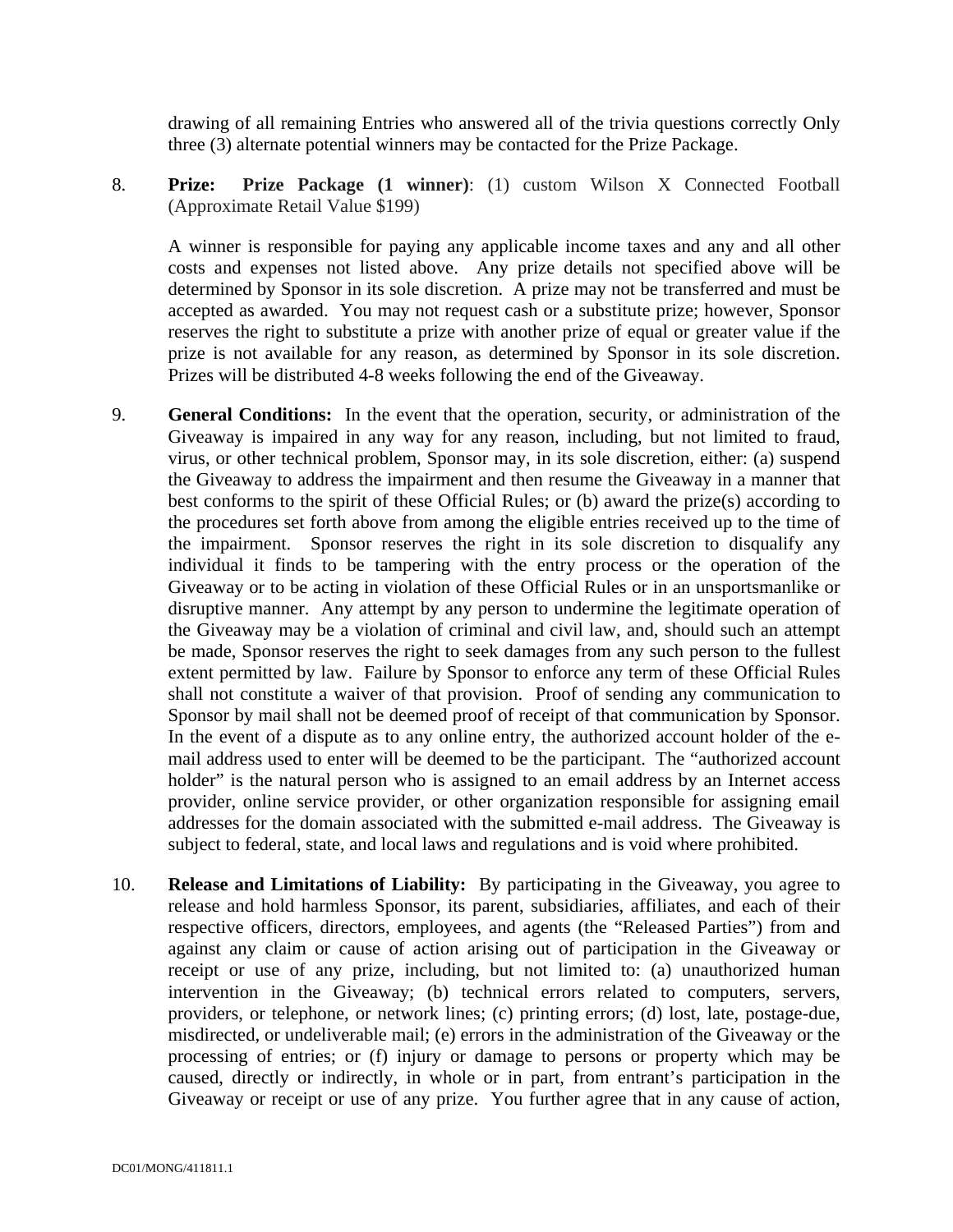drawing of all remaining Entries who answered all of the trivia questions correctly Only three (3) alternate potential winners may be contacted for the Prize Package.

8. **Prize:** **Prize Package (1 winner)**: (1) custom Wilson X Connected Football (Approximate Retail Value $199)

   A winner is responsible for paying any applicable income taxes and any and all other costs and expenses not listed above. Any prize details not specified above will be determined by Sponsor in its sole discretion. A prize may not be transferred and must be accepted as awarded. You may not request cash or a substitute prize; however, Sponsor reserves the right to substitute a prize with another prize of equal or greater value if the prize is not available for any reason, as determined by Sponsor in its sole discretion. Prizes will be distributed 4-8 weeks following the end of the Giveaway.

9. **General Conditions:** In the event that the operation, security, or administration of the Giveaway is impaired in any way for any reason, including, but not limited to fraud, virus, or other technical problem, Sponsor may, in its sole discretion, either: (a) suspend the Giveaway to address the impairment and then resume the Giveaway in a manner that best conforms to the spirit of these Official Rules; or (b) award the prize(s) according to the procedures set forth above from among the eligible entries received up to the time of the impairment. Sponsor reserves the right in its sole discretion to disqualify any individual it finds to be tampering with the entry process or the operation of the Giveaway or to be acting in violation of these Official Rules or in an unsportsmanlike or disruptive manner. Any attempt by any person to undermine the legitimate operation of the Giveaway may be a violation of criminal and civil law, and, should such an attempt be made, Sponsor reserves the right to seek damages from any such person to the fullest extent permitted by law. Failure by Sponsor to enforce any term of these Official Rules shall not constitute a waiver of that provision. Proof of sending any communication to Sponsor by mail shall not be deemed proof of receipt of that communication by Sponsor. In the event of a dispute as to any online entry, the authorized account holder of the e-mail address used to enter will be deemed to be the participant. The "authorized account holder" is the natural person who is assigned to an email address by an Internet access provider, online service provider, or other organization responsible for assigning email addresses for the domain associated with the submitted e-mail address. The Giveaway is subject to federal, state, and local laws and regulations and is void where prohibited.

10. **Release and Limitations of Liability:** By participating in the Giveaway, you agree to release and hold harmless Sponsor, its parent, subsidiaries, affiliates, and each of their respective officers, directors, employees, and agents (the "Released Parties") from and against any claim or cause of action arising out of participation in the Giveaway or receipt or use of any prize, including, but not limited to: (a) unauthorized human intervention in the Giveaway; (b) technical errors related to computers, servers, providers, or telephone, or network lines; (c) printing errors; (d) lost, late, postage-due, misdirected, or undeliverable mail; (e) errors in the administration of the Giveaway or the processing of entries; or (f) injury or damage to persons or property which may be caused, directly or indirectly, in whole or in part, from entrant's participation in the Giveaway or receipt or use of any prize. You further agree that in any cause of action,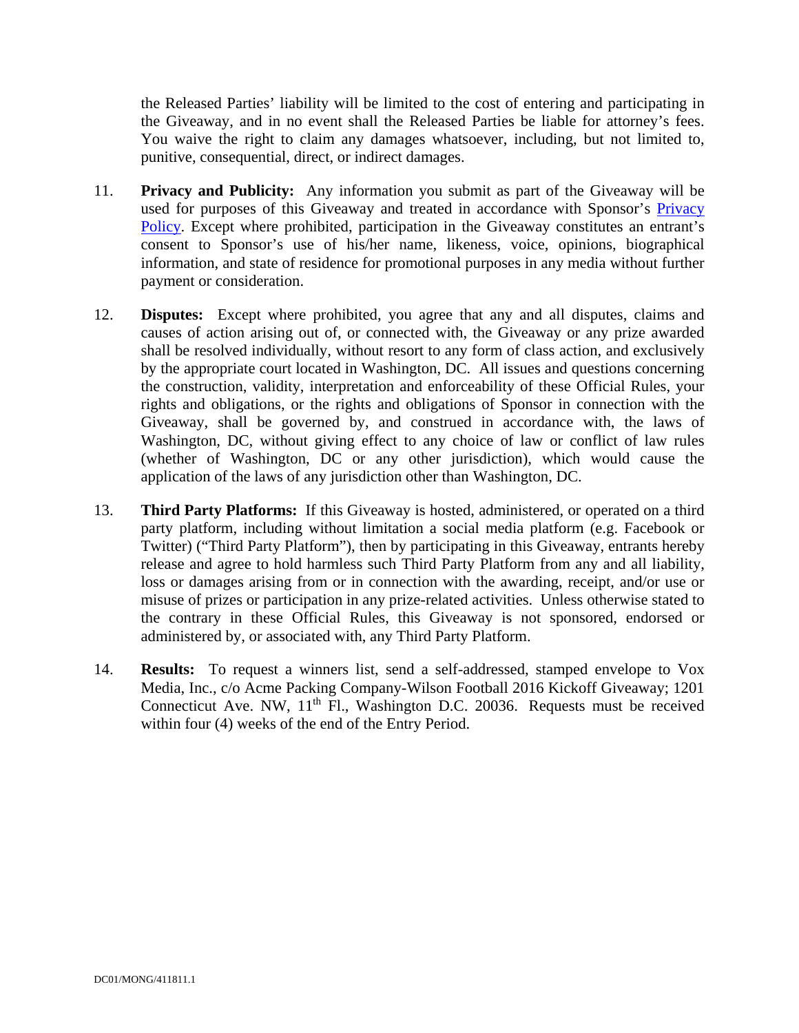the Released Parties' liability will be limited to the cost of entering and participating in the Giveaway, and in no event shall the Released Parties be liable for attorney's fees. You waive the right to claim any damages whatsoever, including, but not limited to, punitive, consequential, direct, or indirect damages.

11. **Privacy and Publicity:** Any information you submit as part of the Giveaway will be used for purposes of this Giveaway and treated in accordance with Sponsor's Privacy Policy. Except where prohibited, participation in the Giveaway constitutes an entrant's consent to Sponsor's use of his/her name, likeness, voice, opinions, biographical information, and state of residence for promotional purposes in any media without further payment or consideration.

12. **Disputes:** Except where prohibited, you agree that any and all disputes, claims and causes of action arising out of, or connected with, the Giveaway or any prize awarded shall be resolved individually, without resort to any form of class action, and exclusively by the appropriate court located in Washington, DC. All issues and questions concerning the construction, validity, interpretation and enforceability of these Official Rules, your rights and obligations, or the rights and obligations of Sponsor in connection with the Giveaway, shall be governed by, and construed in accordance with, the laws of Washington, DC, without giving effect to any choice of law or conflict of law rules (whether of Washington, DC or any other jurisdiction), which would cause the application of the laws of any jurisdiction other than Washington, DC.

13. **Third Party Platforms:** If this Giveaway is hosted, administered, or operated on a third party platform, including without limitation a social media platform (e.g. Facebook or Twitter) ("Third Party Platform"), then by participating in this Giveaway, entrants hereby release and agree to hold harmless such Third Party Platform from any and all liability, loss or damages arising from or in connection with the awarding, receipt, and/or use or misuse of prizes or participation in any prize-related activities. Unless otherwise stated to the contrary in these Official Rules, this Giveaway is not sponsored, endorsed or administered by, or associated with, any Third Party Platform.

14. **Results:** To request a winners list, send a self-addressed, stamped envelope to Vox Media, Inc., c/o Acme Packing Company-Wilson Football 2016 Kickoff Giveaway; 1201 Connecticut Ave. NW, 11th Fl., Washington D.C. 20036. Requests must be received within four (4) weeks of the end of the Entry Period.

DC01/MONG/411811.1